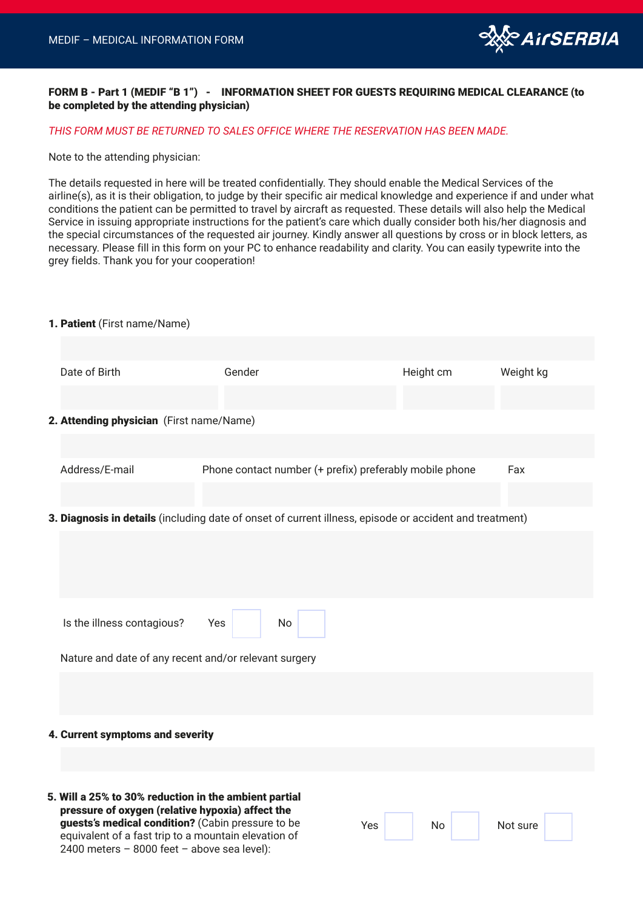MEDIF – MEDICAL INFORMATION FORM

**FORM B - Part 1 (MEDIF "B 1") - INFORMATION SHEET FOR GUESTS REQUIRING MEDICAL CLEARANCE (to be completed by the attending physician)**

*THIS FORM MUST BE RETURNED TO SALES OFFICE WHERE THE RESERVATION HAS BEEN MADE.*

Note to the attending physician:

The details requested in here will be treated confidentially. They should enable the Medical Services of the airline(s), as it is their obligation, to judge by their specific air medical knowledge and experience if and under what conditions the patient can be permitted to travel by aircraft as requested. These details will also help the Medical Service in issuing appropriate instructions for the patient's care which dually consider both his/her diagnosis and the special circumstances of the requested air journey. Kindly answer all questions by cross or in block letters, as necessary. Please fill in this form on your PC to enhance readability and clarity. You can easily typewrite into the grey fields. Thank you for your cooperation!

**1. Patient** (First name/Name)

| Date of Birth | Gender | Height cm | Weight kg |
|---|---|---|---|
| | | | |

**2. Attending physician** (First name/Name)

| Address/E-mail | Phone contact number (+ prefix) preferably mobile phone | Fax |
|---|---|---|
| | | |

**3. Diagnosis in details** (including date of onset of current illness, episode or accident and treatment)

Is the illness contagious? Yes ☐ No ☐

Nature and date of any recent and/or relevant surgery

**4. Current symptoms and severity**

**5. Will a 25% to 30% reduction in the ambient partial pressure of oxygen (relative hypoxia) affect the guests's medical condition?** (Cabin pressure to be equivalent of a fast trip to a mountain elevation of 2400 meters – 8000 feet – above sea level): Yes ☐ No ☐ Not sure ☐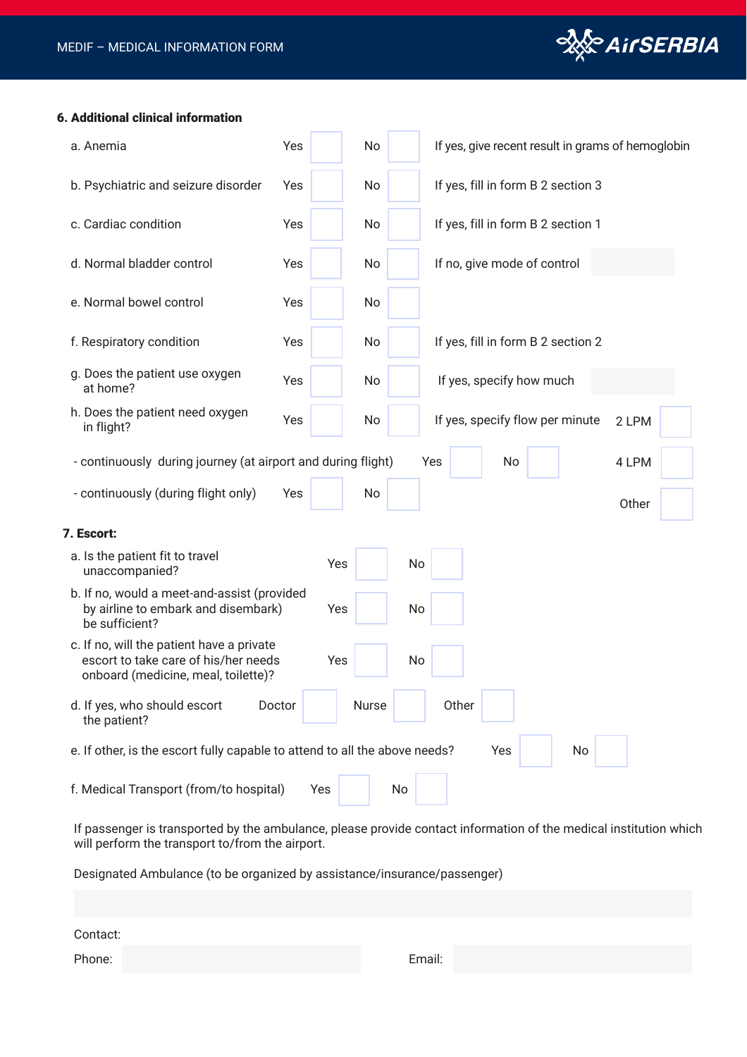### 6. Additional clinical information

| | | | | | |
|---|---|---|---|---|---|
| a. Anemia | Yes | | No | | If yes, give recent result in grams of hemoglobin |
| b. Psychiatric and seizure disorder | Yes | | No | | If yes, fill in form B 2 section 3 |
| c. Cardiac condition | Yes | | No | | If yes, fill in form B 2 section 1 |
| d. Normal bladder control | Yes | | No | | If no, give mode of control |
| e. Normal bowel control | Yes | | No | | |
| f. Respiratory condition | Yes | | No | | If yes, fill in form B 2 section 2 |
| g. Does the patient use oxygen at home? | Yes | | No | | If yes, specify how much |
| h. Does the patient need oxygen in flight? | Yes | | No | | If yes, specify flow per minute |

| Flow per minute | |
|---|---|
| 2 LPM | |
| 4 LPM | |
| Other | |

- continuously during journey (at airport and during flight) Yes ☐ No ☐
- continuously (during flight only) Yes ☐ No ☐

### 7. Escort:

| | | | | |
|---|---|---|---|---|
| a. Is the patient fit to travel unaccompanied? | Yes | | No | |
| b. If no, would a meet-and-assist (provided by airline to embark and disembark) be sufficient? | Yes | | No | |
| c. If no, will the patient have a private escort to take care of his/her needs onboard (medicine, meal, toilette)? | Yes | | No | |

d. If yes, who should escort the patient? Doctor ☐ Nurse ☐ Other ☐

e. If other, is the escort fully capable to attend to all the above needs? Yes ☐ No ☐

f. Medical Transport (from/to hospital) Yes ☐ No ☐

If passenger is transported by the ambulance, please provide contact information of the medical institution which will perform the transport to/from the airport.

Designated Ambulance (to be organized by assistance/insurance/passenger)

Contact:

Phone: Email: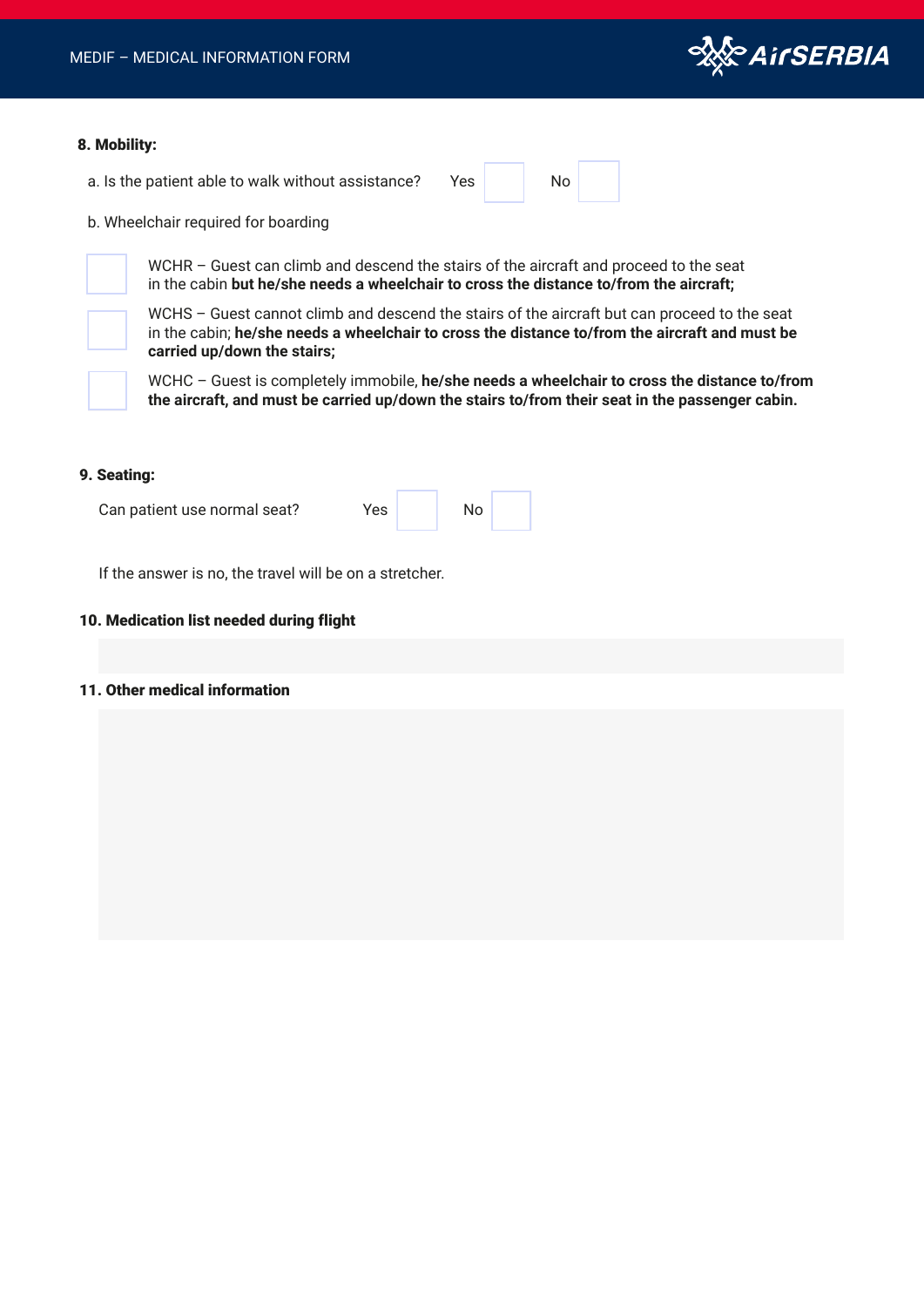**8. Mobility:**

a. Is the patient able to walk without assistance? Yes ☐ No ☐

b. Wheelchair required for boarding

☐ WCHR – Guest can climb and descend the stairs of the aircraft and proceed to the seat in the cabin **but he/she needs a wheelchair to cross the distance to/from the aircraft;**

☐ WCHS – Guest cannot climb and descend the stairs of the aircraft but can proceed to the seat in the cabin; **he/she needs a wheelchair to cross the distance to/from the aircraft and must be carried up/down the stairs;**

☐ WCHC – Guest is completely immobile, **he/she needs a wheelchair to cross the distance to/from the aircraft, and must be carried up/down the stairs to/from their seat in the passenger cabin.**

**9. Seating:**

Can patient use normal seat? Yes ☐ No ☐

If the answer is no, the travel will be on a stretcher.

**10. Medication list needed during flight**

**11. Other medical information**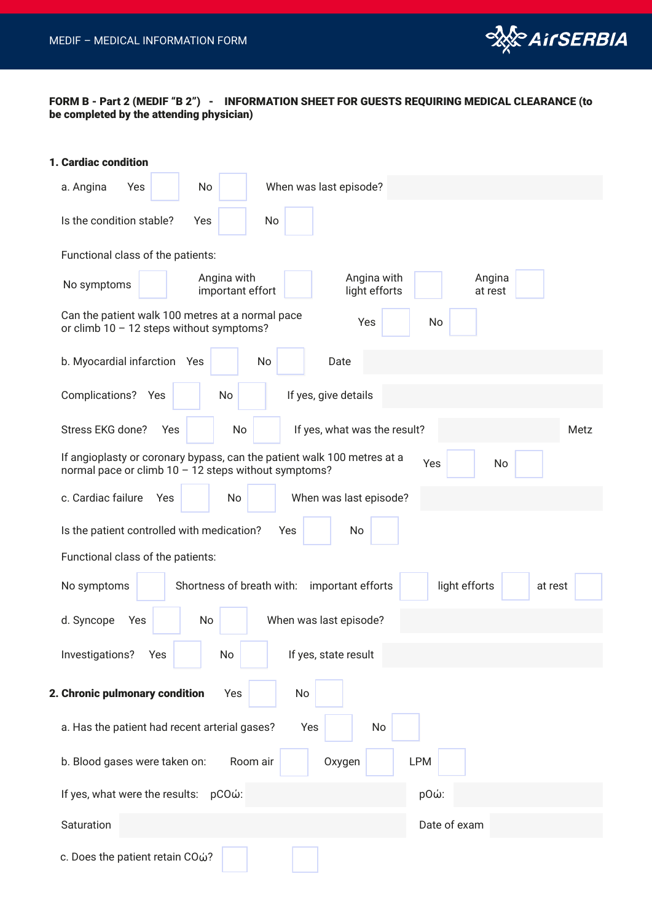MEDIF – MEDICAL INFORMATION FORM

**FORM B - Part 2 (MEDIF "B 2") - INFORMATION SHEET FOR GUESTS REQUIRING MEDICAL CLEARANCE (to be completed by the attending physician)**

**1. Cardiac condition**

a. Angina  Yes ☐  No ☐  When was last episode? ____________

Is the condition stable?  Yes ☐  No ☐

Functional class of the patients:

No symptoms ☐  Angina with important effort ☐  Angina with light efforts ☐  Angina at rest ☐

Can the patient walk 100 metres at a normal pace or climb 10 – 12 steps without symptoms?  Yes ☐  No ☐

b. Myocardial infarction  Yes ☐  No ☐  Date ____________

Complications?  Yes ☐  No ☐  If yes, give details ____________

Stress EKG done?  Yes ☐  No ☐  If yes, what was the result? ____________ Metz

If angioplasty or coronary bypass, can the patient walk 100 metres at a normal pace or climb 10 – 12 steps without symptoms?  Yes ☐  No ☐

c. Cardiac failure  Yes ☐  No ☐  When was last episode? ____________

Is the patient controlled with medication?  Yes ☐  No ☐

Functional class of the patients:

No symptoms ☐  Shortness of breath with: important efforts ☐  light efforts ☐  at rest ☐

d. Syncope  Yes ☐  No ☐  When was last episode? ____________

Investigations?  Yes ☐  No ☐  If yes, state result ____________

**2. Chronic pulmonary condition**  Yes ☐  No ☐

a. Has the patient had recent arterial gases?  Yes ☐  No ☐

b. Blood gases were taken on:  Room air ☐  Oxygen ☐  LPM ☐

If yes, what were the results:  pCOώ: ____________  pOώ: ____________

Saturation ____________  Date of exam ____________

c. Does the patient retain COώ? ☐  ☐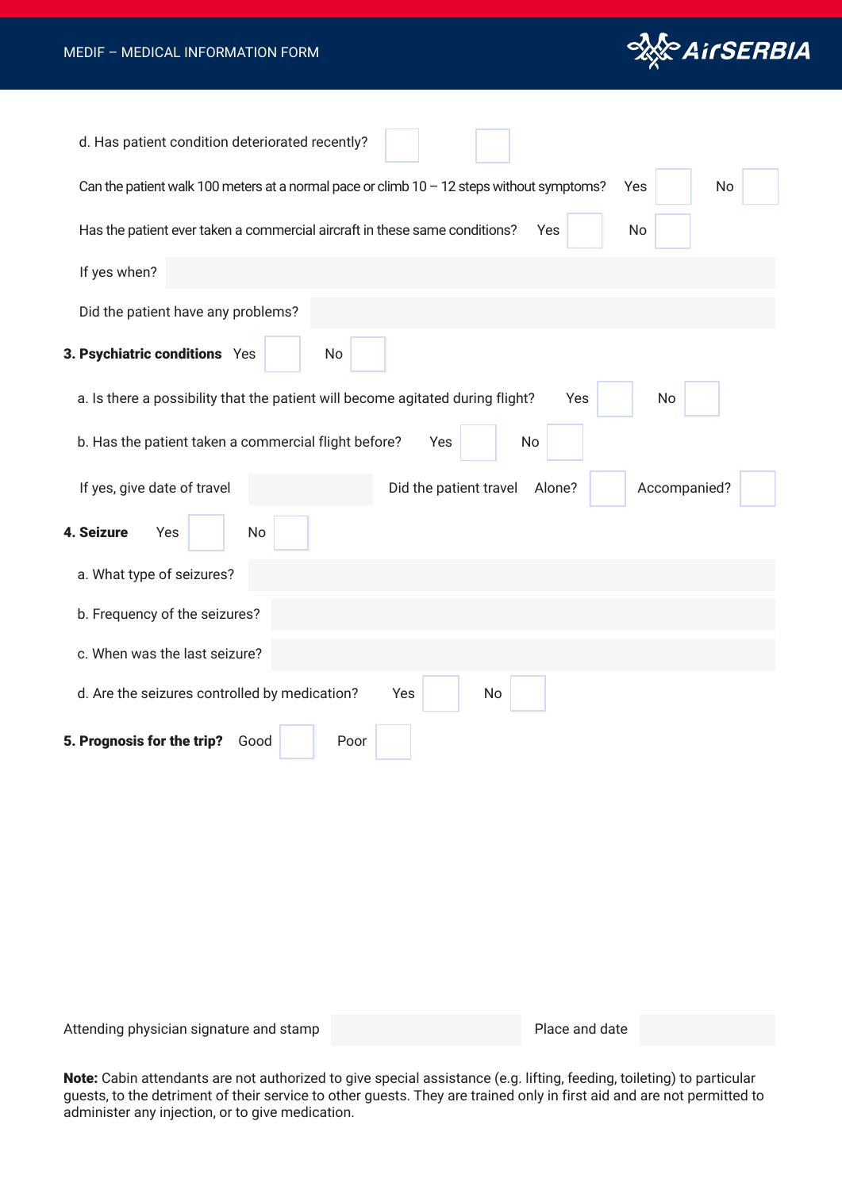d. Has patient condition deteriorated recently? ☐ ☐

Can the patient walk 100 meters at a normal pace or climb 10 – 12 steps without symptoms? Yes ☐ No ☐

Has the patient ever taken a commercial aircraft in these same conditions? Yes ☐ No ☐

If yes when?

Did the patient have any problems?

**3. Psychiatric conditions** Yes ☐ No ☐

a. Is there a possibility that the patient will become agitated during flight? Yes ☐ No ☐

b. Has the patient taken a commercial flight before? Yes ☐ No ☐

If yes, give date of travel _______ Did the patient travel Alone? ☐ Accompanied? ☐

**4. Seizure** Yes ☐ No ☐

a. What type of seizures?

b. Frequency of the seizures?

c. When was the last seizure?

d. Are the seizures controlled by medication? Yes ☐ No ☐

**5. Prognosis for the trip?** Good ☐ Poor ☐

Attending physician signature and stamp _______ Place and date _______

**Note:** Cabin attendants are not authorized to give special assistance (e.g. lifting, feeding, toileting) to particular guests, to the detriment of their service to other guests. They are trained only in first aid and are not permitted to administer any injection, or to give medication.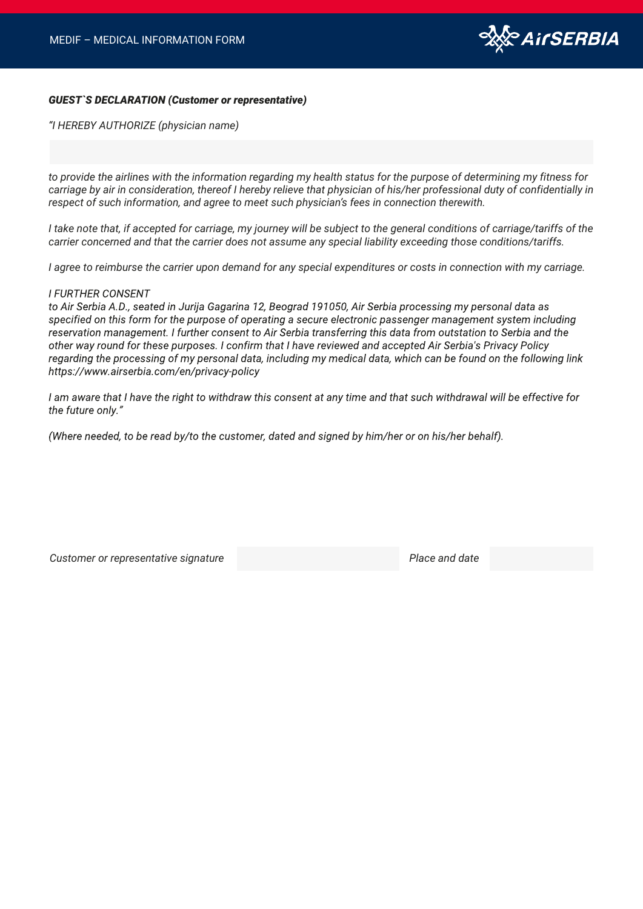***GUEST`S DECLARATION (Customer or representative)***

*"I HEREBY AUTHORIZE (physician name)*

*to provide the airlines with the information regarding my health status for the purpose of determining my fitness for carriage by air in consideration, thereof I hereby relieve that physician of his/her professional duty of confidentially in respect of such information, and agree to meet such physician's fees in connection therewith.*

*I take note that, if accepted for carriage, my journey will be subject to the general conditions of carriage/tariffs of the carrier concerned and that the carrier does not assume any special liability exceeding those conditions/tariffs.*

*I agree to reimburse the carrier upon demand for any special expenditures or costs in connection with my carriage.*

*I FURTHER CONSENT*
*to Air Serbia A.D., seated in Jurija Gagarina 12, Beograd 191050, Air Serbia processing my personal data as specified on this form for the purpose of operating a secure electronic passenger management system including reservation management. I further consent to Air Serbia transferring this data from outstation to Serbia and the other way round for these purposes. I confirm that I have reviewed and accepted Air Serbia's Privacy Policy regarding the processing of my personal data, including my medical data, which can be found on the following link https://www.airserbia.com/en/privacy-policy*

*I am aware that I have the right to withdraw this consent at any time and that such withdrawal will be effective for the future only."*

*(Where needed, to be read by/to the customer, dated and signed by him/her or on his/her behalf).*

*Customer or representative signature* ____________ *Place and date* ____________